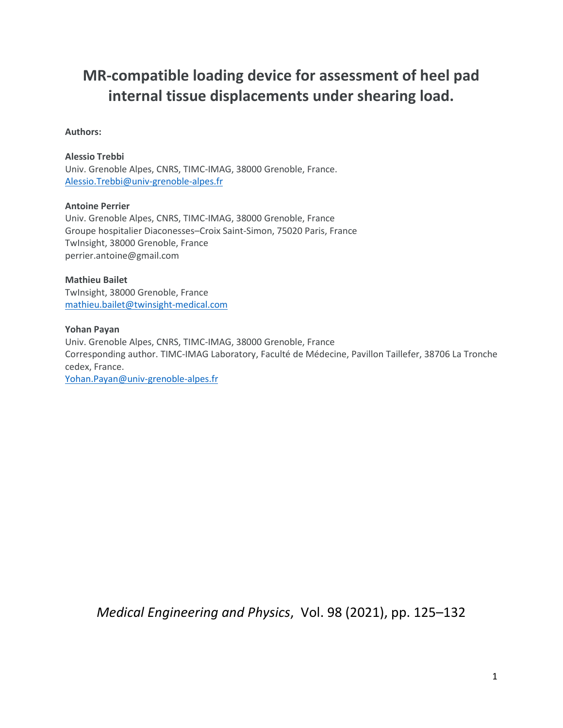# MR-compatible loading device for assessment of heel pad internal tissue displacements under shearing load.

**Authors:**

**Alessio Trebbi**
Univ. Grenoble Alpes, CNRS, TIMC-IMAG, 38000 Grenoble, France.
Alessio.Trebbi@univ-grenoble-alpes.fr

**Antoine Perrier**
Univ. Grenoble Alpes, CNRS, TIMC-IMAG, 38000 Grenoble, France
Groupe hospitalier Diaconesses–Croix Saint-Simon, 75020 Paris, France
TwInsight, 38000 Grenoble, France
perrier.antoine@gmail.com

**Mathieu Bailet**
TwInsight, 38000 Grenoble, France
mathieu.bailet@twinsight-medical.com

**Yohan Payan**
Univ. Grenoble Alpes, CNRS, TIMC-IMAG, 38000 Grenoble, France
Corresponding author. TIMC-IMAG Laboratory, Faculté de Médecine, Pavillon Taillefer, 38706 La Tronche cedex, France.
Yohan.Payan@univ-grenoble-alpes.fr

*Medical Engineering and Physics*, Vol. 98 (2021), pp. 125–132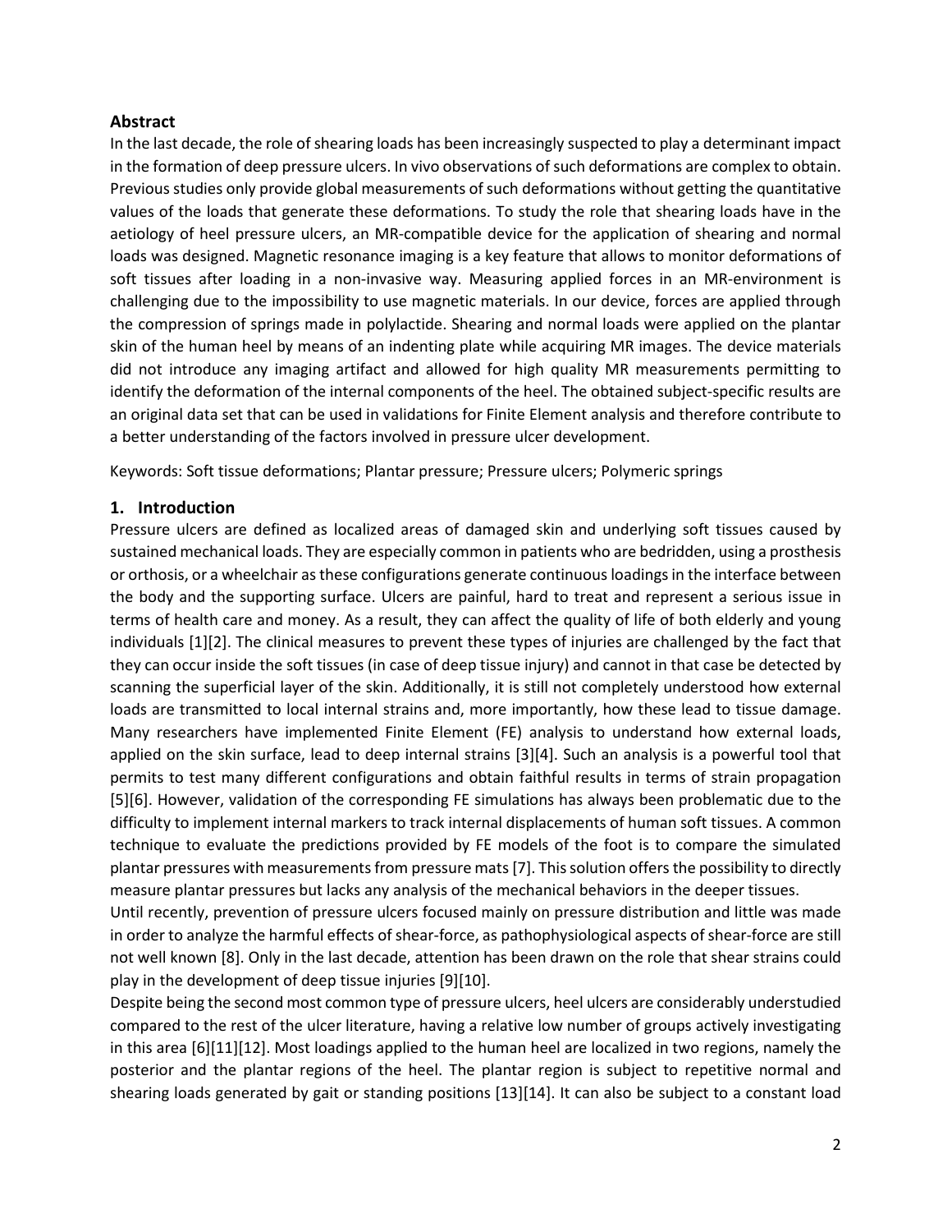## Abstract

In the last decade, the role of shearing loads has been increasingly suspected to play a determinant impact in the formation of deep pressure ulcers. In vivo observations of such deformations are complex to obtain. Previous studies only provide global measurements of such deformations without getting the quantitative values of the loads that generate these deformations. To study the role that shearing loads have in the aetiology of heel pressure ulcers, an MR-compatible device for the application of shearing and normal loads was designed. Magnetic resonance imaging is a key feature that allows to monitor deformations of soft tissues after loading in a non-invasive way. Measuring applied forces in an MR-environment is challenging due to the impossibility to use magnetic materials. In our device, forces are applied through the compression of springs made in polylactide. Shearing and normal loads were applied on the plantar skin of the human heel by means of an indenting plate while acquiring MR images. The device materials did not introduce any imaging artifact and allowed for high quality MR measurements permitting to identify the deformation of the internal components of the heel. The obtained subject-specific results are an original data set that can be used in validations for Finite Element analysis and therefore contribute to a better understanding of the factors involved in pressure ulcer development.

Keywords: Soft tissue deformations; Plantar pressure; Pressure ulcers; Polymeric springs

## 1. Introduction

Pressure ulcers are defined as localized areas of damaged skin and underlying soft tissues caused by sustained mechanical loads. They are especially common in patients who are bedridden, using a prosthesis or orthosis, or a wheelchair as these configurations generate continuous loadings in the interface between the body and the supporting surface. Ulcers are painful, hard to treat and represent a serious issue in terms of health care and money. As a result, they can affect the quality of life of both elderly and young individuals [1][2]. The clinical measures to prevent these types of injuries are challenged by the fact that they can occur inside the soft tissues (in case of deep tissue injury) and cannot in that case be detected by scanning the superficial layer of the skin. Additionally, it is still not completely understood how external loads are transmitted to local internal strains and, more importantly, how these lead to tissue damage. Many researchers have implemented Finite Element (FE) analysis to understand how external loads, applied on the skin surface, lead to deep internal strains [3][4]. Such an analysis is a powerful tool that permits to test many different configurations and obtain faithful results in terms of strain propagation [5][6]. However, validation of the corresponding FE simulations has always been problematic due to the difficulty to implement internal markers to track internal displacements of human soft tissues. A common technique to evaluate the predictions provided by FE models of the foot is to compare the simulated plantar pressures with measurements from pressure mats [7]. This solution offers the possibility to directly measure plantar pressures but lacks any analysis of the mechanical behaviors in the deeper tissues.

Until recently, prevention of pressure ulcers focused mainly on pressure distribution and little was made in order to analyze the harmful effects of shear-force, as pathophysiological aspects of shear-force are still not well known [8]. Only in the last decade, attention has been drawn on the role that shear strains could play in the development of deep tissue injuries [9][10].

Despite being the second most common type of pressure ulcers, heel ulcers are considerably understudied compared to the rest of the ulcer literature, having a relative low number of groups actively investigating in this area [6][11][12]. Most loadings applied to the human heel are localized in two regions, namely the posterior and the plantar regions of the heel. The plantar region is subject to repetitive normal and shearing loads generated by gait or standing positions [13][14]. It can also be subject to a constant load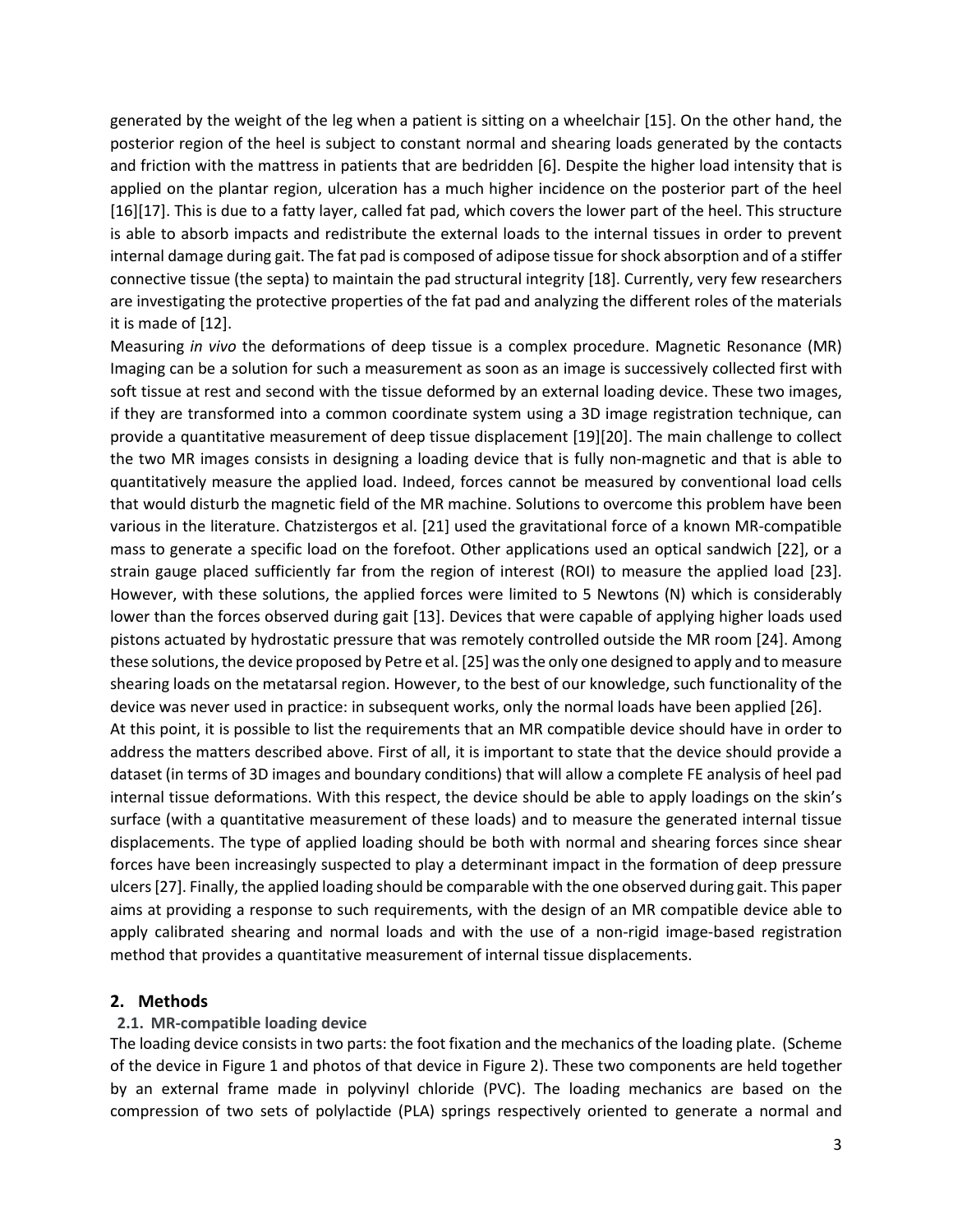generated by the weight of the leg when a patient is sitting on a wheelchair [15]. On the other hand, the posterior region of the heel is subject to constant normal and shearing loads generated by the contacts and friction with the mattress in patients that are bedridden [6]. Despite the higher load intensity that is applied on the plantar region, ulceration has a much higher incidence on the posterior part of the heel [16][17]. This is due to a fatty layer, called fat pad, which covers the lower part of the heel. This structure is able to absorb impacts and redistribute the external loads to the internal tissues in order to prevent internal damage during gait. The fat pad is composed of adipose tissue for shock absorption and of a stiffer connective tissue (the septa) to maintain the pad structural integrity [18]. Currently, very few researchers are investigating the protective properties of the fat pad and analyzing the different roles of the materials it is made of [12].

Measuring *in vivo* the deformations of deep tissue is a complex procedure. Magnetic Resonance (MR) Imaging can be a solution for such a measurement as soon as an image is successively collected first with soft tissue at rest and second with the tissue deformed by an external loading device. These two images, if they are transformed into a common coordinate system using a 3D image registration technique, can provide a quantitative measurement of deep tissue displacement [19][20]. The main challenge to collect the two MR images consists in designing a loading device that is fully non-magnetic and that is able to quantitatively measure the applied load. Indeed, forces cannot be measured by conventional load cells that would disturb the magnetic field of the MR machine. Solutions to overcome this problem have been various in the literature. Chatzistergos et al. [21] used the gravitational force of a known MR-compatible mass to generate a specific load on the forefoot. Other applications used an optical sandwich [22], or a strain gauge placed sufficiently far from the region of interest (ROI) to measure the applied load [23]. However, with these solutions, the applied forces were limited to 5 Newtons (N) which is considerably lower than the forces observed during gait [13]. Devices that were capable of applying higher loads used pistons actuated by hydrostatic pressure that was remotely controlled outside the MR room [24]. Among these solutions, the device proposed by Petre et al. [25] was the only one designed to apply and to measure shearing loads on the metatarsal region. However, to the best of our knowledge, such functionality of the device was never used in practice: in subsequent works, only the normal loads have been applied [26].

At this point, it is possible to list the requirements that an MR compatible device should have in order to address the matters described above. First of all, it is important to state that the device should provide a dataset (in terms of 3D images and boundary conditions) that will allow a complete FE analysis of heel pad internal tissue deformations. With this respect, the device should be able to apply loadings on the skin's surface (with a quantitative measurement of these loads) and to measure the generated internal tissue displacements. The type of applied loading should be both with normal and shearing forces since shear forces have been increasingly suspected to play a determinant impact in the formation of deep pressure ulcers [27]. Finally, the applied loading should be comparable with the one observed during gait. This paper aims at providing a response to such requirements, with the design of an MR compatible device able to apply calibrated shearing and normal loads and with the use of a non-rigid image-based registration method that provides a quantitative measurement of internal tissue displacements.

## 2. Methods

### 2.1. MR-compatible loading device

The loading device consists in two parts: the foot fixation and the mechanics of the loading plate. (Scheme of the device in Figure 1 and photos of that device in Figure 2). These two components are held together by an external frame made in polyvinyl chloride (PVC). The loading mechanics are based on the compression of two sets of polylactide (PLA) springs respectively oriented to generate a normal and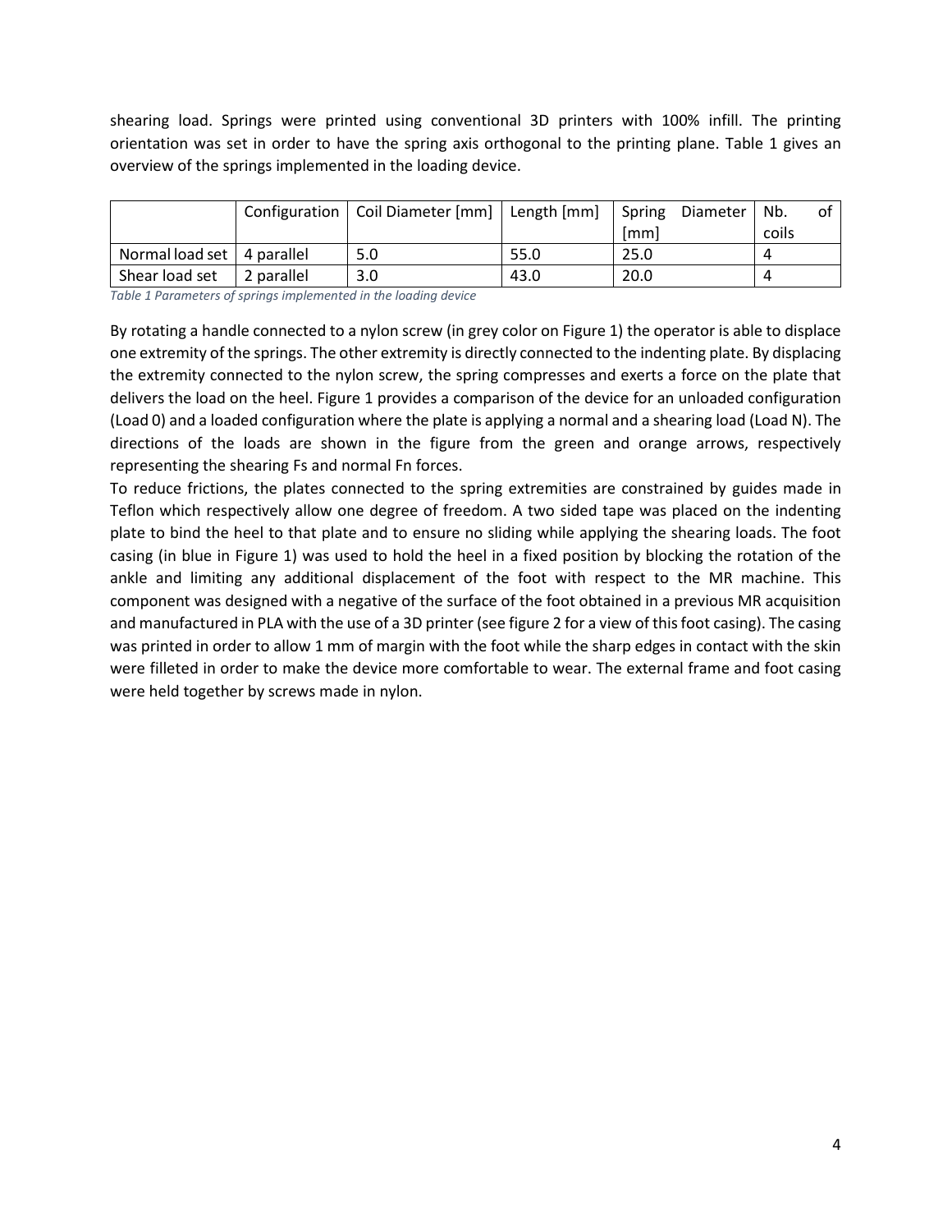shearing load. Springs were printed using conventional 3D printers with 100% infill. The printing orientation was set in order to have the spring axis orthogonal to the printing plane. Table 1 gives an overview of the springs implemented in the loading device.

| | Configuration | Coil Diameter [mm] | Length [mm] | Spring Diameter [mm] | Nb. of coils |
|---|---|---|---|---|---|
| Normal load set | 4 parallel | 5.0 | 55.0 | 25.0 | 4 |
| Shear load set | 2 parallel | 3.0 | 43.0 | 20.0 | 4 |

*Table 1 Parameters of springs implemented in the loading device*

By rotating a handle connected to a nylon screw (in grey color on Figure 1) the operator is able to displace one extremity of the springs. The other extremity is directly connected to the indenting plate. By displacing the extremity connected to the nylon screw, the spring compresses and exerts a force on the plate that delivers the load on the heel. Figure 1 provides a comparison of the device for an unloaded configuration (Load 0) and a loaded configuration where the plate is applying a normal and a shearing load (Load N). The directions of the loads are shown in the figure from the green and orange arrows, respectively representing the shearing Fs and normal Fn forces.

To reduce frictions, the plates connected to the spring extremities are constrained by guides made in Teflon which respectively allow one degree of freedom. A two sided tape was placed on the indenting plate to bind the heel to that plate and to ensure no sliding while applying the shearing loads. The foot casing (in blue in Figure 1) was used to hold the heel in a fixed position by blocking the rotation of the ankle and limiting any additional displacement of the foot with respect to the MR machine. This component was designed with a negative of the surface of the foot obtained in a previous MR acquisition and manufactured in PLA with the use of a 3D printer (see figure 2 for a view of this foot casing). The casing was printed in order to allow 1 mm of margin with the foot while the sharp edges in contact with the skin were filleted in order to make the device more comfortable to wear. The external frame and foot casing were held together by screws made in nylon.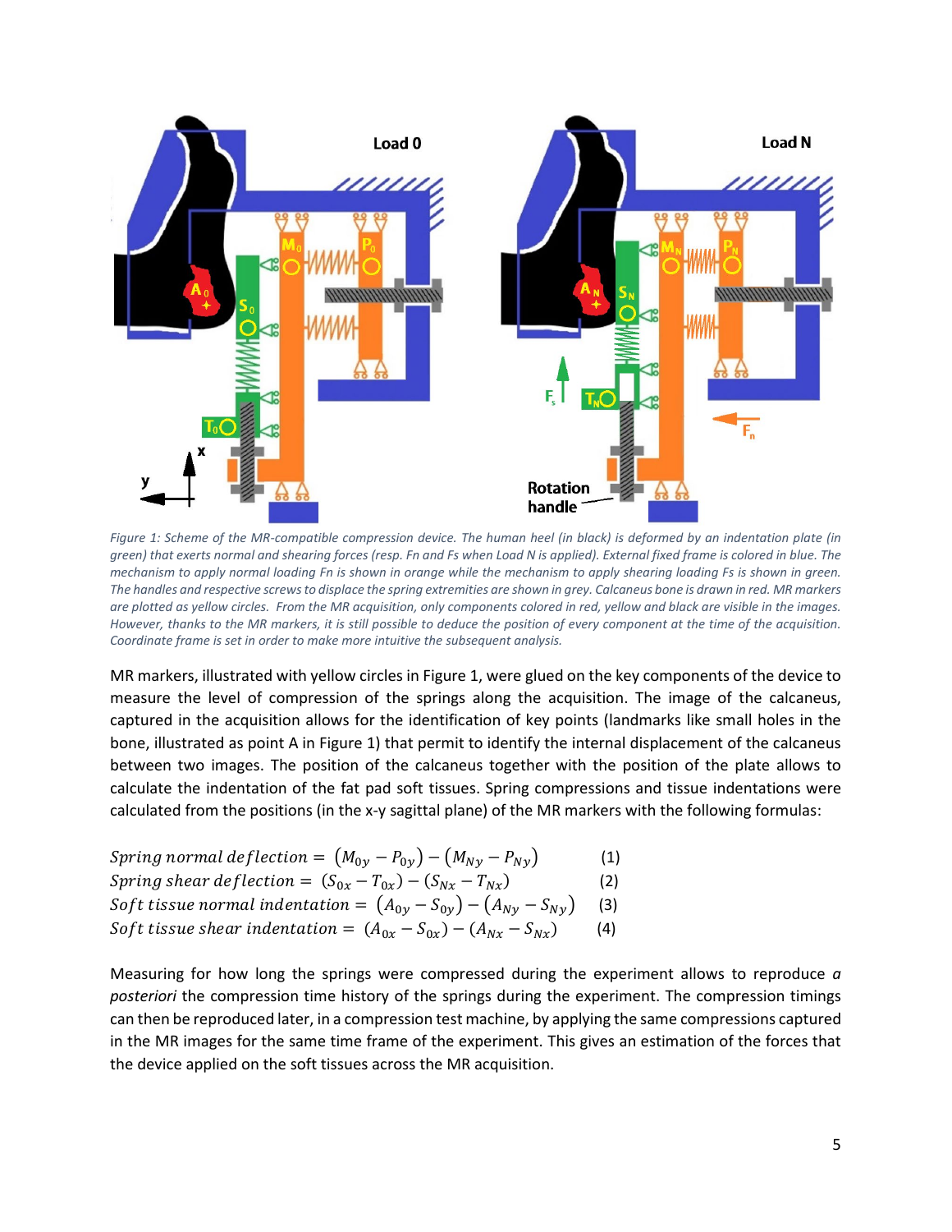*Figure 1: Scheme of the MR-compatible compression device. The human heel (in black) is deformed by an indentation plate (in green) that exerts normal and shearing forces (resp. Fn and Fs when Load N is applied). External fixed frame is colored in blue. The mechanism to apply normal loading Fn is shown in orange while the mechanism to apply shearing loading Fs is shown in green. The handles and respective screws to displace the spring extremities are shown in grey. Calcaneus bone is drawn in red. MR markers are plotted as yellow circles. From the MR acquisition, only components colored in red, yellow and black are visible in the images. However, thanks to the MR markers, it is still possible to deduce the position of every component at the time of the acquisition. Coordinate frame is set in order to make more intuitive the subsequent analysis.*

MR markers, illustrated with yellow circles in Figure 1, were glued on the key components of the device to measure the level of compression of the springs along the acquisition. The image of the calcaneus, captured in the acquisition allows for the identification of key points (landmarks like small holes in the bone, illustrated as point A in Figure 1) that permit to identify the internal displacement of the calcaneus between two images. The position of the calcaneus together with the position of the plate allows to calculate the indentation of the fat pad soft tissues. Spring compressions and tissue indentations were calculated from the positions (in the x-y sagittal plane) of the MR markers with the following formulas:

$$Spring\ normal\ deflection = (M_{0y} - P_{0y}) - (M_{Ny} - P_{Ny}) \qquad (1)$$

$$Spring\ shear\ deflection = (S_{0x} - T_{0x}) - (S_{Nx} - T_{Nx}) \qquad (2)$$

$$Soft\ tissue\ normal\ indentation = (A_{0y} - S_{0y}) - (A_{Ny} - S_{Ny}) \qquad (3)$$

$$Soft\ tissue\ shear\ indentation = (A_{0x} - S_{0x}) - (A_{Nx} - S_{Nx}) \qquad (4)$$

Measuring for how long the springs were compressed during the experiment allows to reproduce *a posteriori* the compression time history of the springs during the experiment. The compression timings can then be reproduced later, in a compression test machine, by applying the same compressions captured in the MR images for the same time frame of the experiment. This gives an estimation of the forces that the device applied on the soft tissues across the MR acquisition.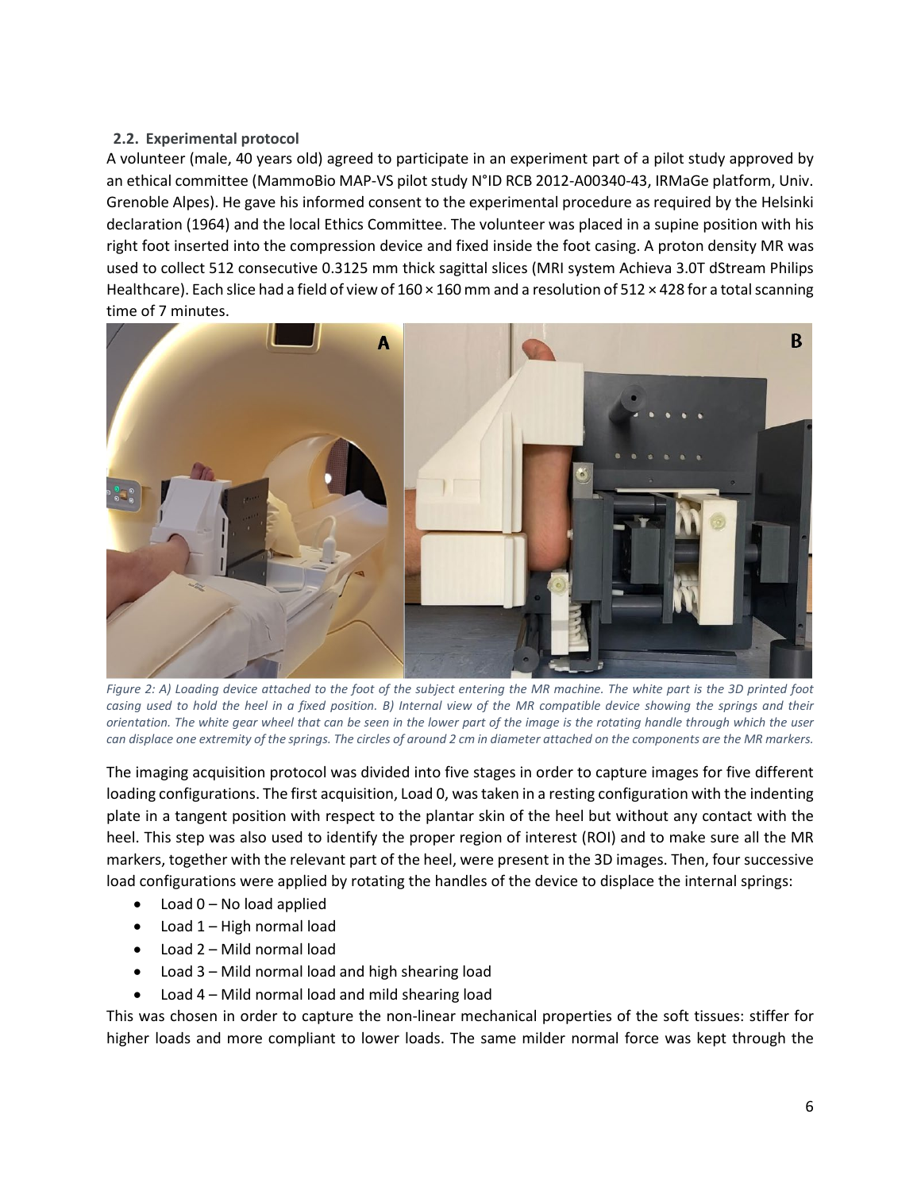### 2.2. Experimental protocol

A volunteer (male, 40 years old) agreed to participate in an experiment part of a pilot study approved by an ethical committee (MammoBio MAP-VS pilot study N°ID RCB 2012-A00340-43, IRMaGe platform, Univ. Grenoble Alpes). He gave his informed consent to the experimental procedure as required by the Helsinki declaration (1964) and the local Ethics Committee. The volunteer was placed in a supine position with his right foot inserted into the compression device and fixed inside the foot casing. A proton density MR was used to collect 512 consecutive 0.3125 mm thick sagittal slices (MRI system Achieva 3.0T dStream Philips Healthcare). Each slice had a field of view of 160 × 160 mm and a resolution of 512 × 428 for a total scanning time of 7 minutes.

*Figure 2: A) Loading device attached to the foot of the subject entering the MR machine. The white part is the 3D printed foot casing used to hold the heel in a fixed position. B) Internal view of the MR compatible device showing the springs and their orientation. The white gear wheel that can be seen in the lower part of the image is the rotating handle through which the user can displace one extremity of the springs. The circles of around 2 cm in diameter attached on the components are the MR markers.*

The imaging acquisition protocol was divided into five stages in order to capture images for five different loading configurations. The first acquisition, Load 0, was taken in a resting configuration with the indenting plate in a tangent position with respect to the plantar skin of the heel but without any contact with the heel. This step was also used to identify the proper region of interest (ROI) and to make sure all the MR markers, together with the relevant part of the heel, were present in the 3D images. Then, four successive load configurations were applied by rotating the handles of the device to displace the internal springs:

- Load 0 – No load applied
- Load 1 – High normal load
- Load 2 – Mild normal load
- Load 3 – Mild normal load and high shearing load
- Load 4 – Mild normal load and mild shearing load

This was chosen in order to capture the non-linear mechanical properties of the soft tissues: stiffer for higher loads and more compliant to lower loads. The same milder normal force was kept through the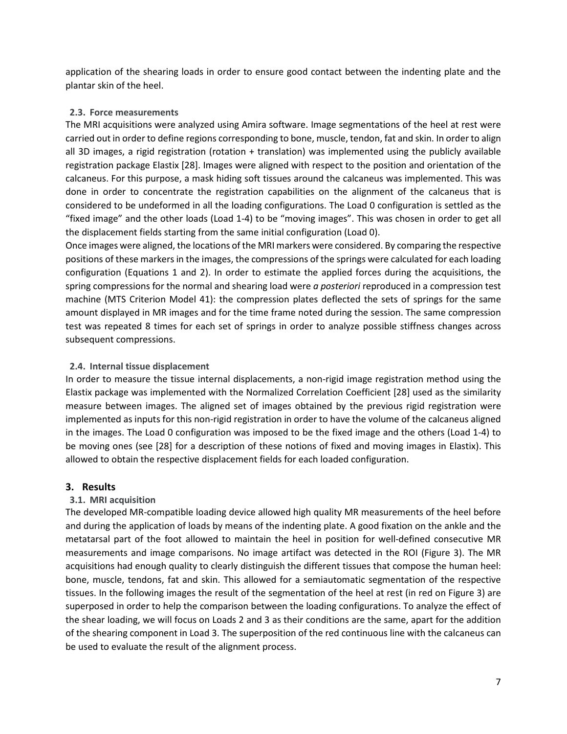application of the shearing loads in order to ensure good contact between the indenting plate and the plantar skin of the heel.

### 2.3. Force measurements

The MRI acquisitions were analyzed using Amira software. Image segmentations of the heel at rest were carried out in order to define regions corresponding to bone, muscle, tendon, fat and skin. In order to align all 3D images, a rigid registration (rotation + translation) was implemented using the publicly available registration package Elastix [28]. Images were aligned with respect to the position and orientation of the calcaneus. For this purpose, a mask hiding soft tissues around the calcaneus was implemented. This was done in order to concentrate the registration capabilities on the alignment of the calcaneus that is considered to be undeformed in all the loading configurations. The Load 0 configuration is settled as the "fixed image" and the other loads (Load 1-4) to be "moving images". This was chosen in order to get all the displacement fields starting from the same initial configuration (Load 0).

Once images were aligned, the locations of the MRI markers were considered. By comparing the respective positions of these markers in the images, the compressions of the springs were calculated for each loading configuration (Equations 1 and 2). In order to estimate the applied forces during the acquisitions, the spring compressions for the normal and shearing load were *a posteriori* reproduced in a compression test machine (MTS Criterion Model 41): the compression plates deflected the sets of springs for the same amount displayed in MR images and for the time frame noted during the session. The same compression test was repeated 8 times for each set of springs in order to analyze possible stiffness changes across subsequent compressions.

### 2.4. Internal tissue displacement

In order to measure the tissue internal displacements, a non-rigid image registration method using the Elastix package was implemented with the Normalized Correlation Coefficient [28] used as the similarity measure between images. The aligned set of images obtained by the previous rigid registration were implemented as inputs for this non-rigid registration in order to have the volume of the calcaneus aligned in the images. The Load 0 configuration was imposed to be the fixed image and the others (Load 1-4) to be moving ones (see [28] for a description of these notions of fixed and moving images in Elastix). This allowed to obtain the respective displacement fields for each loaded configuration.

## 3. Results

### 3.1. MRI acquisition

The developed MR-compatible loading device allowed high quality MR measurements of the heel before and during the application of loads by means of the indenting plate. A good fixation on the ankle and the metatarsal part of the foot allowed to maintain the heel in position for well-defined consecutive MR measurements and image comparisons. No image artifact was detected in the ROI (Figure 3). The MR acquisitions had enough quality to clearly distinguish the different tissues that compose the human heel: bone, muscle, tendons, fat and skin. This allowed for a semiautomatic segmentation of the respective tissues. In the following images the result of the segmentation of the heel at rest (in red on Figure 3) are superposed in order to help the comparison between the loading configurations. To analyze the effect of the shear loading, we will focus on Loads 2 and 3 as their conditions are the same, apart for the addition of the shearing component in Load 3. The superposition of the red continuous line with the calcaneus can be used to evaluate the result of the alignment process.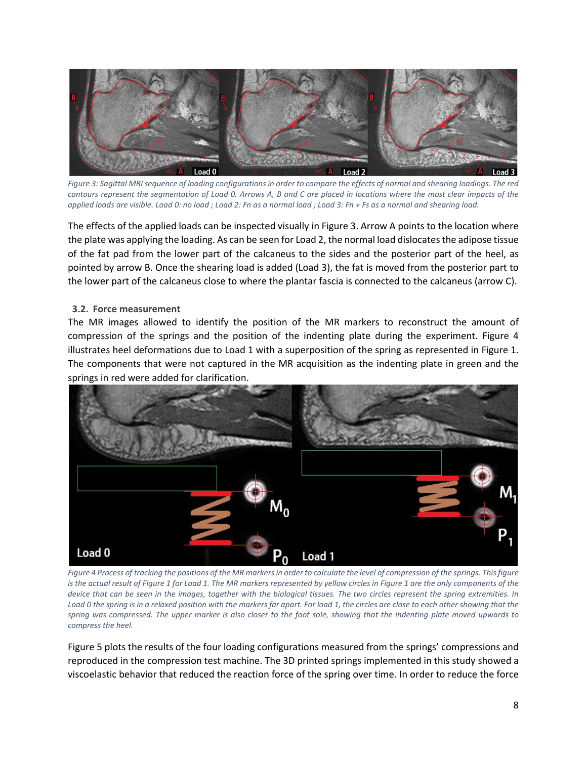*Figure 3: Sagittal MRI sequence of loading configurations in order to compare the effects of normal and shearing loadings. The red contours represent the segmentation of Load 0. Arrows A, B and C are placed in locations where the most clear impacts of the applied loads are visible. Load 0: no load ; Load 2: Fn as a normal load ; Load 3: Fn + Fs as a normal and shearing load.*

The effects of the applied loads can be inspected visually in Figure 3. Arrow A points to the location where the plate was applying the loading. As can be seen for Load 2, the normal load dislocates the adipose tissue of the fat pad from the lower part of the calcaneus to the sides and the posterior part of the heel, as pointed by arrow B. Once the shearing load is added (Load 3), the fat is moved from the posterior part to the lower part of the calcaneus close to where the plantar fascia is connected to the calcaneus (arrow C).

### 3.2. Force measurement

The MR images allowed to identify the position of the MR markers to reconstruct the amount of compression of the springs and the position of the indenting plate during the experiment. Figure 4 illustrates heel deformations due to Load 1 with a superposition of the spring as represented in Figure 1. The components that were not captured in the MR acquisition as the indenting plate in green and the springs in red were added for clarification.

*Figure 4 Process of tracking the positions of the MR markers in order to calculate the level of compression of the springs. This figure is the actual result of Figure 1 for Load 1. The MR markers represented by yellow circles in Figure 1 are the only components of the device that can be seen in the images, together with the biological tissues. The two circles represent the spring extremities. In Load 0 the spring is in a relaxed position with the markers far apart. For load 1, the circles are close to each other showing that the spring was compressed. The upper marker is also closer to the foot sole, showing that the indenting plate moved upwards to compress the heel.*

Figure 5 plots the results of the four loading configurations measured from the springs' compressions and reproduced in the compression test machine. The 3D printed springs implemented in this study showed a viscoelastic behavior that reduced the reaction force of the spring over time. In order to reduce the force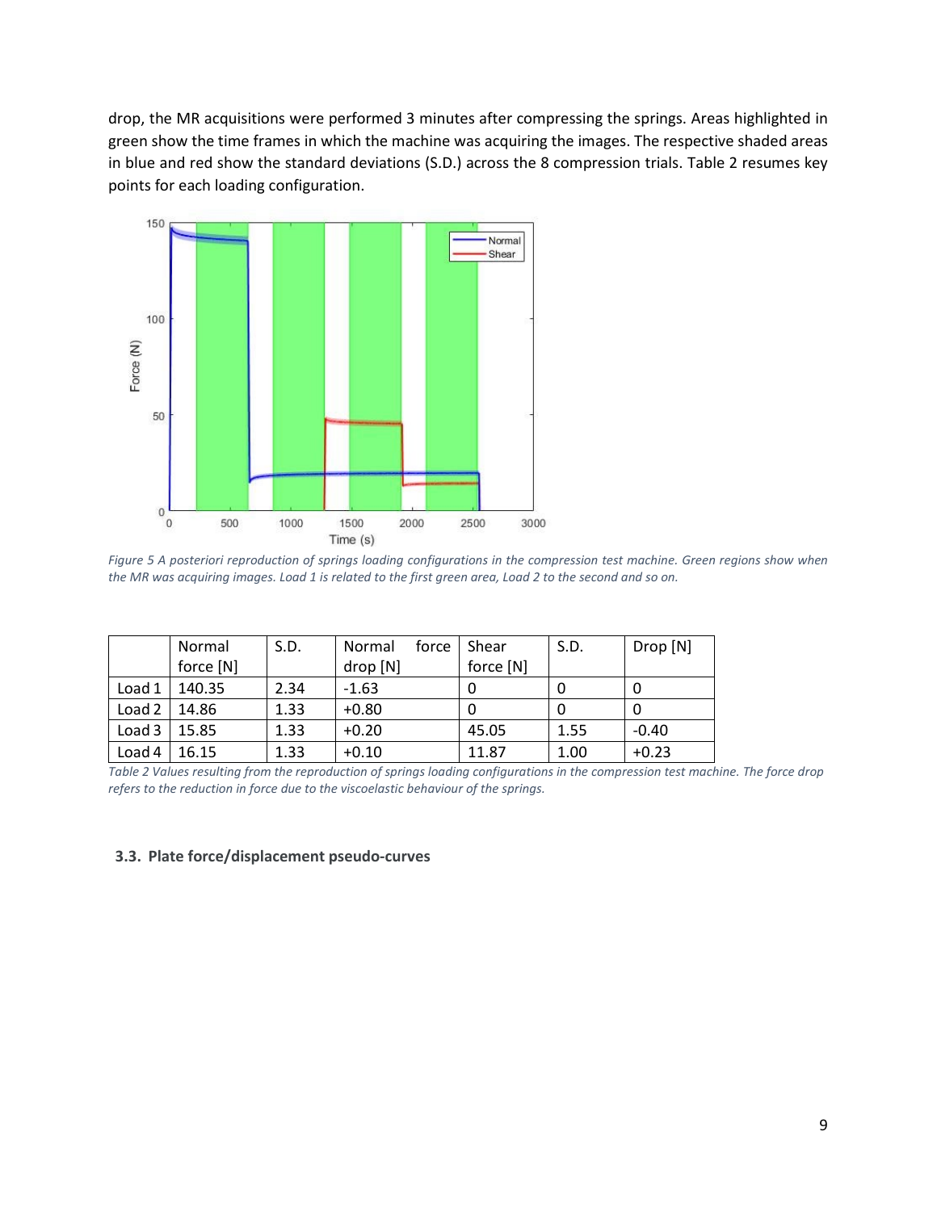drop, the MR acquisitions were performed 3 minutes after compressing the springs. Areas highlighted in green show the time frames in which the machine was acquiring the images. The respective shaded areas in blue and red show the standard deviations (S.D.) across the 8 compression trials. Table 2 resumes key points for each loading configuration.

*Figure 5 A posteriori reproduction of springs loading configurations in the compression test machine. Green regions show when the MR was acquiring images. Load 1 is related to the first green area, Load 2 to the second and so on.*

| | Normal force [N] | S.D. | Normal force drop [N] | Shear force [N] | S.D. | Drop [N] |
|---|---|---|---|---|---|---|
| Load 1 | 140.35 | 2.34 | -1.63 | 0 | 0 | 0 |
| Load 2 | 14.86 | 1.33 | +0.80 | 0 | 0 | 0 |
| Load 3 | 15.85 | 1.33 | +0.20 | 45.05 | 1.55 | -0.40 |
| Load 4 | 16.15 | 1.33 | +0.10 | 11.87 | 1.00 | +0.23 |

*Table 2 Values resulting from the reproduction of springs loading configurations in the compression test machine. The force drop refers to the reduction in force due to the viscoelastic behaviour of the springs.*

### 3.3. Plate force/displacement pseudo-curves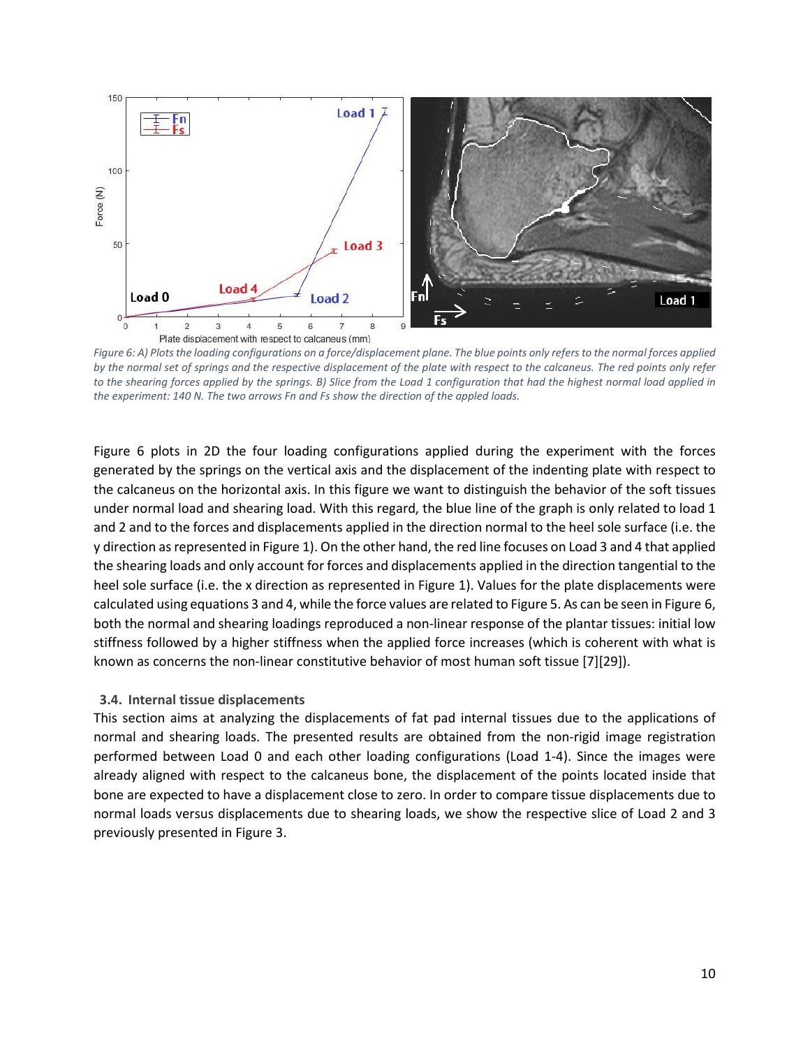*Figure 6: A) Plots the loading configurations on a force/displacement plane. The blue points only refers to the normal forces applied by the normal set of springs and the respective displacement of the plate with respect to the calcaneus. The red points only refer to the shearing forces applied by the springs. B) Slice from the Load 1 configuration that had the highest normal load applied in the experiment: 140 N. The two arrows Fn and Fs show the direction of the appled loads.*

Figure 6 plots in 2D the four loading configurations applied during the experiment with the forces generated by the springs on the vertical axis and the displacement of the indenting plate with respect to the calcaneus on the horizontal axis. In this figure we want to distinguish the behavior of the soft tissues under normal load and shearing load. With this regard, the blue line of the graph is only related to load 1 and 2 and to the forces and displacements applied in the direction normal to the heel sole surface (i.e. the y direction as represented in Figure 1). On the other hand, the red line focuses on Load 3 and 4 that applied the shearing loads and only account for forces and displacements applied in the direction tangential to the heel sole surface (i.e. the x direction as represented in Figure 1). Values for the plate displacements were calculated using equations 3 and 4, while the force values are related to Figure 5. As can be seen in Figure 6, both the normal and shearing loadings reproduced a non-linear response of the plantar tissues: initial low stiffness followed by a higher stiffness when the applied force increases (which is coherent with what is known as concerns the non-linear constitutive behavior of most human soft tissue [7][29]).

### 3.4. Internal tissue displacements

This section aims at analyzing the displacements of fat pad internal tissues due to the applications of normal and shearing loads. The presented results are obtained from the non-rigid image registration performed between Load 0 and each other loading configurations (Load 1-4). Since the images were already aligned with respect to the calcaneus bone, the displacement of the points located inside that bone are expected to have a displacement close to zero. In order to compare tissue displacements due to normal loads versus displacements due to shearing loads, we show the respective slice of Load 2 and 3 previously presented in Figure 3.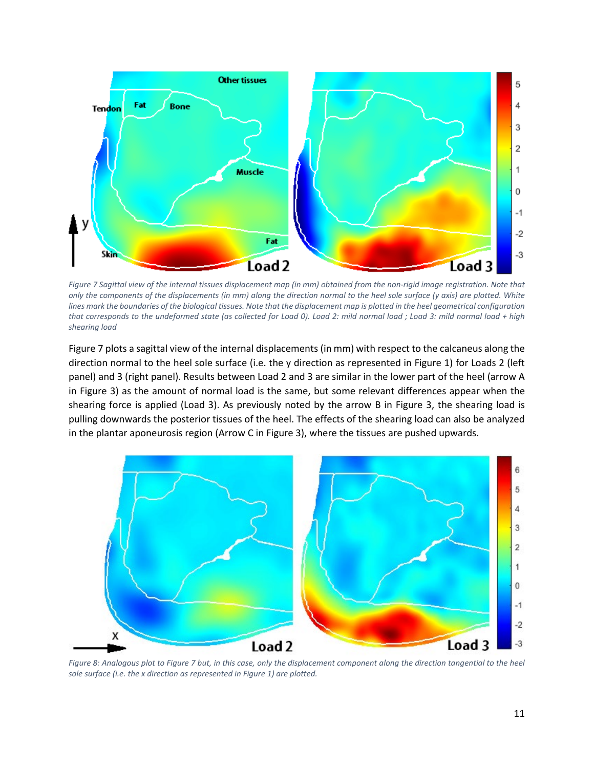*Figure 7 Sagittal view of the internal tissues displacement map (in mm) obtained from the non-rigid image registration. Note that only the components of the displacements (in mm) along the direction normal to the heel sole surface (y axis) are plotted. White lines mark the boundaries of the biological tissues. Note that the displacement map is plotted in the heel geometrical configuration that corresponds to the undeformed state (as collected for Load 0). Load 2: mild normal load ; Load 3: mild normal load + high shearing load*

Figure 7 plots a sagittal view of the internal displacements (in mm) with respect to the calcaneus along the direction normal to the heel sole surface (i.e. the y direction as represented in Figure 1) for Loads 2 (left panel) and 3 (right panel). Results between Load 2 and 3 are similar in the lower part of the heel (arrow A in Figure 3) as the amount of normal load is the same, but some relevant differences appear when the shearing force is applied (Load 3). As previously noted by the arrow B in Figure 3, the shearing load is pulling downwards the posterior tissues of the heel. The effects of the shearing load can also be analyzed in the plantar aponeurosis region (Arrow C in Figure 3), where the tissues are pushed upwards.

*Figure 8: Analogous plot to Figure 7 but, in this case, only the displacement component along the direction tangential to the heel sole surface (i.e. the x direction as represented in Figure 1) are plotted.*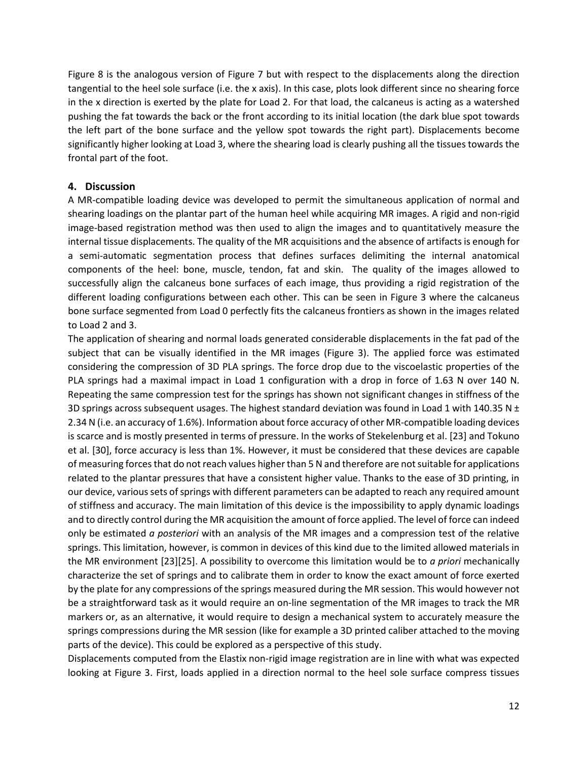Figure 8 is the analogous version of Figure 7 but with respect to the displacements along the direction tangential to the heel sole surface (i.e. the x axis). In this case, plots look different since no shearing force in the x direction is exerted by the plate for Load 2. For that load, the calcaneus is acting as a watershed pushing the fat towards the back or the front according to its initial location (the dark blue spot towards the left part of the bone surface and the yellow spot towards the right part). Displacements become significantly higher looking at Load 3, where the shearing load is clearly pushing all the tissues towards the frontal part of the foot.

## 4. Discussion

A MR-compatible loading device was developed to permit the simultaneous application of normal and shearing loadings on the plantar part of the human heel while acquiring MR images. A rigid and non-rigid image-based registration method was then used to align the images and to quantitatively measure the internal tissue displacements. The quality of the MR acquisitions and the absence of artifacts is enough for a semi-automatic segmentation process that defines surfaces delimiting the internal anatomical components of the heel: bone, muscle, tendon, fat and skin. The quality of the images allowed to successfully align the calcaneus bone surfaces of each image, thus providing a rigid registration of the different loading configurations between each other. This can be seen in Figure 3 where the calcaneus bone surface segmented from Load 0 perfectly fits the calcaneus frontiers as shown in the images related to Load 2 and 3.

The application of shearing and normal loads generated considerable displacements in the fat pad of the subject that can be visually identified in the MR images (Figure 3). The applied force was estimated considering the compression of 3D PLA springs. The force drop due to the viscoelastic properties of the PLA springs had a maximal impact in Load 1 configuration with a drop in force of 1.63 N over 140 N. Repeating the same compression test for the springs has shown not significant changes in stiffness of the 3D springs across subsequent usages. The highest standard deviation was found in Load 1 with 140.35 N ± 2.34 N (i.e. an accuracy of 1.6%). Information about force accuracy of other MR-compatible loading devices is scarce and is mostly presented in terms of pressure. In the works of Stekelenburg et al. [23] and Tokuno et al. [30], force accuracy is less than 1%. However, it must be considered that these devices are capable of measuring forces that do not reach values higher than 5 N and therefore are not suitable for applications related to the plantar pressures that have a consistent higher value. Thanks to the ease of 3D printing, in our device, various sets of springs with different parameters can be adapted to reach any required amount of stiffness and accuracy. The main limitation of this device is the impossibility to apply dynamic loadings and to directly control during the MR acquisition the amount of force applied. The level of force can indeed only be estimated *a posteriori* with an analysis of the MR images and a compression test of the relative springs. This limitation, however, is common in devices of this kind due to the limited allowed materials in the MR environment [23][25]. A possibility to overcome this limitation would be to *a priori* mechanically characterize the set of springs and to calibrate them in order to know the exact amount of force exerted by the plate for any compressions of the springs measured during the MR session. This would however not be a straightforward task as it would require an on-line segmentation of the MR images to track the MR markers or, as an alternative, it would require to design a mechanical system to accurately measure the springs compressions during the MR session (like for example a 3D printed caliber attached to the moving parts of the device). This could be explored as a perspective of this study.

Displacements computed from the Elastix non-rigid image registration are in line with what was expected looking at Figure 3. First, loads applied in a direction normal to the heel sole surface compress tissues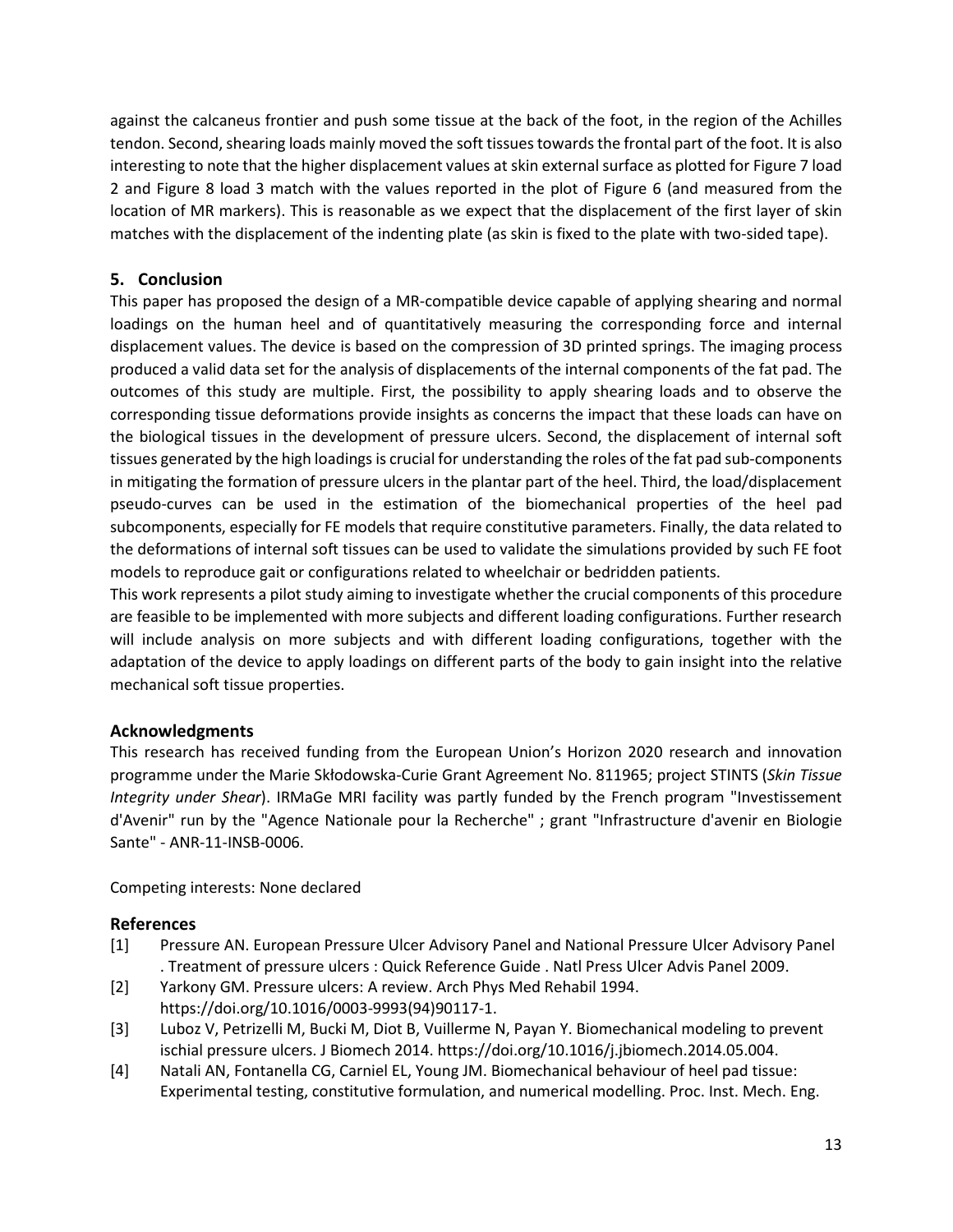against the calcaneus frontier and push some tissue at the back of the foot, in the region of the Achilles tendon. Second, shearing loads mainly moved the soft tissues towards the frontal part of the foot. It is also interesting to note that the higher displacement values at skin external surface as plotted for Figure 7 load 2 and Figure 8 load 3 match with the values reported in the plot of Figure 6 (and measured from the location of MR markers). This is reasonable as we expect that the displacement of the first layer of skin matches with the displacement of the indenting plate (as skin is fixed to the plate with two-sided tape).

## 5. Conclusion

This paper has proposed the design of a MR-compatible device capable of applying shearing and normal loadings on the human heel and of quantitatively measuring the corresponding force and internal displacement values. The device is based on the compression of 3D printed springs. The imaging process produced a valid data set for the analysis of displacements of the internal components of the fat pad. The outcomes of this study are multiple. First, the possibility to apply shearing loads and to observe the corresponding tissue deformations provide insights as concerns the impact that these loads can have on the biological tissues in the development of pressure ulcers. Second, the displacement of internal soft tissues generated by the high loadings is crucial for understanding the roles of the fat pad sub-components in mitigating the formation of pressure ulcers in the plantar part of the heel. Third, the load/displacement pseudo-curves can be used in the estimation of the biomechanical properties of the heel pad subcomponents, especially for FE models that require constitutive parameters. Finally, the data related to the deformations of internal soft tissues can be used to validate the simulations provided by such FE foot models to reproduce gait or configurations related to wheelchair or bedridden patients.

This work represents a pilot study aiming to investigate whether the crucial components of this procedure are feasible to be implemented with more subjects and different loading configurations. Further research will include analysis on more subjects and with different loading configurations, together with the adaptation of the device to apply loadings on different parts of the body to gain insight into the relative mechanical soft tissue properties.

## Acknowledgments

This research has received funding from the European Union's Horizon 2020 research and innovation programme under the Marie Skłodowska-Curie Grant Agreement No. 811965; project STINTS (*Skin Tissue Integrity under Shear*). IRMaGe MRI facility was partly funded by the French program "Investissement d'Avenir" run by the "Agence Nationale pour la Recherche" ; grant "Infrastructure d'avenir en Biologie Sante" - ANR-11-INSB-0006.

Competing interests: None declared

## References

[1] Pressure AN. European Pressure Ulcer Advisory Panel and National Pressure Ulcer Advisory Panel . Treatment of pressure ulcers : Quick Reference Guide . Natl Press Ulcer Advis Panel 2009.

[2] Yarkony GM. Pressure ulcers: A review. Arch Phys Med Rehabil 1994. https://doi.org/10.1016/0003-9993(94)90117-1.

[3] Luboz V, Petrizelli M, Bucki M, Diot B, Vuillerme N, Payan Y. Biomechanical modeling to prevent ischial pressure ulcers. J Biomech 2014. https://doi.org/10.1016/j.jbiomech.2014.05.004.

[4] Natali AN, Fontanella CG, Carniel EL, Young JM. Biomechanical behaviour of heel pad tissue: Experimental testing, constitutive formulation, and numerical modelling. Proc. Inst. Mech. Eng.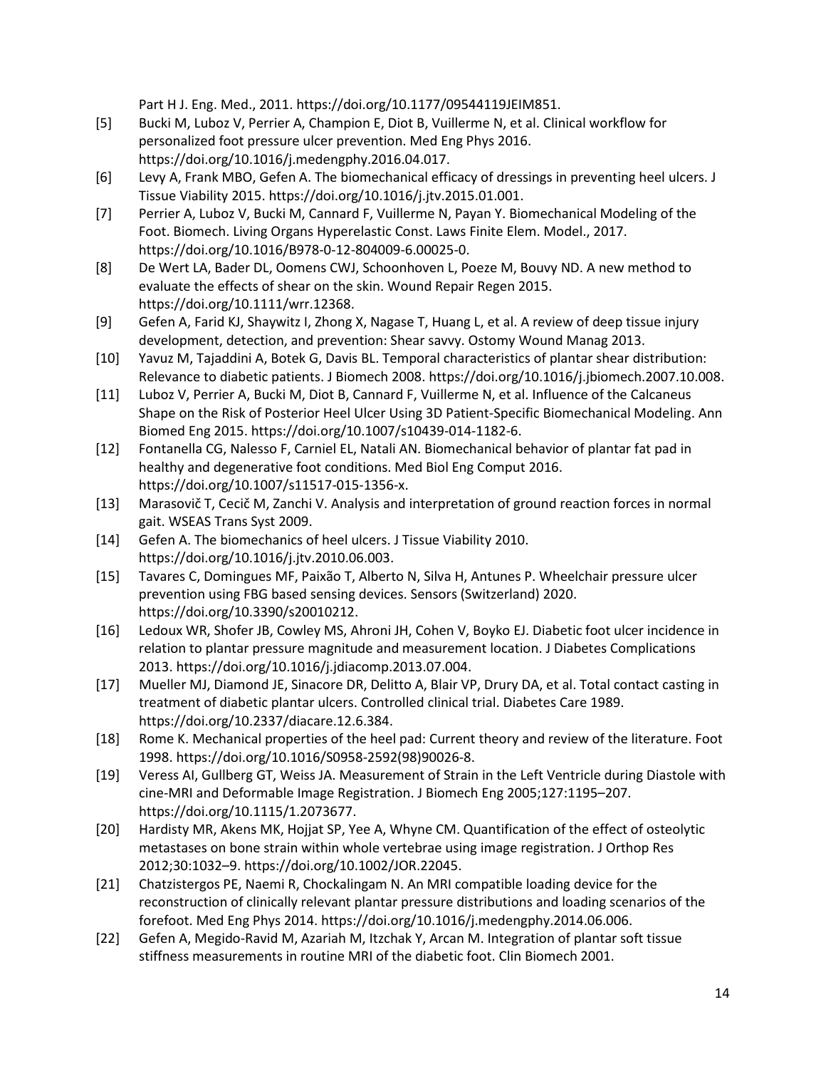Part H J. Eng. Med., 2011. https://doi.org/10.1177/09544119JEIM851.

[5] Bucki M, Luboz V, Perrier A, Champion E, Diot B, Vuillerme N, et al. Clinical workflow for personalized foot pressure ulcer prevention. Med Eng Phys 2016. https://doi.org/10.1016/j.medengphy.2016.04.017.

[6] Levy A, Frank MBO, Gefen A. The biomechanical efficacy of dressings in preventing heel ulcers. J Tissue Viability 2015. https://doi.org/10.1016/j.jtv.2015.01.001.

[7] Perrier A, Luboz V, Bucki M, Cannard F, Vuillerme N, Payan Y. Biomechanical Modeling of the Foot. Biomech. Living Organs Hyperelastic Const. Laws Finite Elem. Model., 2017. https://doi.org/10.1016/B978-0-12-804009-6.00025-0.

[8] De Wert LA, Bader DL, Oomens CWJ, Schoonhoven L, Poeze M, Bouvy ND. A new method to evaluate the effects of shear on the skin. Wound Repair Regen 2015. https://doi.org/10.1111/wrr.12368.

[9] Gefen A, Farid KJ, Shaywitz I, Zhong X, Nagase T, Huang L, et al. A review of deep tissue injury development, detection, and prevention: Shear savvy. Ostomy Wound Manag 2013.

[10] Yavuz M, Tajaddini A, Botek G, Davis BL. Temporal characteristics of plantar shear distribution: Relevance to diabetic patients. J Biomech 2008. https://doi.org/10.1016/j.jbiomech.2007.10.008.

[11] Luboz V, Perrier A, Bucki M, Diot B, Cannard F, Vuillerme N, et al. Influence of the Calcaneus Shape on the Risk of Posterior Heel Ulcer Using 3D Patient-Specific Biomechanical Modeling. Ann Biomed Eng 2015. https://doi.org/10.1007/s10439-014-1182-6.

[12] Fontanella CG, Nalesso F, Carniel EL, Natali AN. Biomechanical behavior of plantar fat pad in healthy and degenerative foot conditions. Med Biol Eng Comput 2016. https://doi.org/10.1007/s11517-015-1356-x.

[13] Marasovič T, Cecič M, Zanchi V. Analysis and interpretation of ground reaction forces in normal gait. WSEAS Trans Syst 2009.

[14] Gefen A. The biomechanics of heel ulcers. J Tissue Viability 2010. https://doi.org/10.1016/j.jtv.2010.06.003.

[15] Tavares C, Domingues MF, Paixão T, Alberto N, Silva H, Antunes P. Wheelchair pressure ulcer prevention using FBG based sensing devices. Sensors (Switzerland) 2020. https://doi.org/10.3390/s20010212.

[16] Ledoux WR, Shofer JB, Cowley MS, Ahroni JH, Cohen V, Boyko EJ. Diabetic foot ulcer incidence in relation to plantar pressure magnitude and measurement location. J Diabetes Complications 2013. https://doi.org/10.1016/j.jdiacomp.2013.07.004.

[17] Mueller MJ, Diamond JE, Sinacore DR, Delitto A, Blair VP, Drury DA, et al. Total contact casting in treatment of diabetic plantar ulcers. Controlled clinical trial. Diabetes Care 1989. https://doi.org/10.2337/diacare.12.6.384.

[18] Rome K. Mechanical properties of the heel pad: Current theory and review of the literature. Foot 1998. https://doi.org/10.1016/S0958-2592(98)90026-8.

[19] Veress AI, Gullberg GT, Weiss JA. Measurement of Strain in the Left Ventricle during Diastole with cine-MRI and Deformable Image Registration. J Biomech Eng 2005;127:1195–207. https://doi.org/10.1115/1.2073677.

[20] Hardisty MR, Akens MK, Hojjat SP, Yee A, Whyne CM. Quantification of the effect of osteolytic metastases on bone strain within whole vertebrae using image registration. J Orthop Res 2012;30:1032–9. https://doi.org/10.1002/JOR.22045.

[21] Chatzistergos PE, Naemi R, Chockalingam N. An MRI compatible loading device for the reconstruction of clinically relevant plantar pressure distributions and loading scenarios of the forefoot. Med Eng Phys 2014. https://doi.org/10.1016/j.medengphy.2014.06.006.

[22] Gefen A, Megido-Ravid M, Azariah M, Itzchak Y, Arcan M. Integration of plantar soft tissue stiffness measurements in routine MRI of the diabetic foot. Clin Biomech 2001.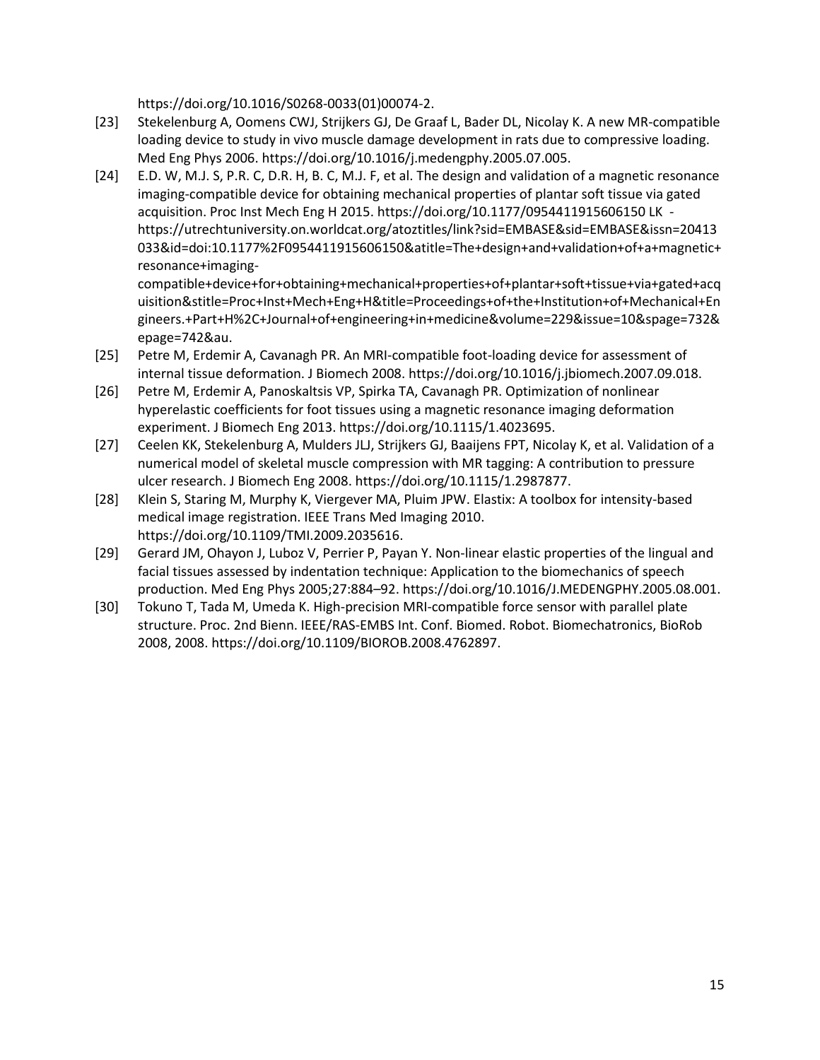https://doi.org/10.1016/S0268-0033(01)00074-2.

[23] Stekelenburg A, Oomens CWJ, Strijkers GJ, De Graaf L, Bader DL, Nicolay K. A new MR-compatible loading device to study in vivo muscle damage development in rats due to compressive loading. Med Eng Phys 2006. https://doi.org/10.1016/j.medengphy.2005.07.005.

[24] E.D. W, M.J. S, P.R. C, D.R. H, B. C, M.J. F, et al. The design and validation of a magnetic resonance imaging-compatible device for obtaining mechanical properties of plantar soft tissue via gated acquisition. Proc Inst Mech Eng H 2015. https://doi.org/10.1177/0954411915606150 LK - https://utrechtuniversity.on.worldcat.org/atoztitles/link?sid=EMBASE&sid=EMBASE&issn=20413033&id=doi:10.1177%2F0954411915606150&atitle=The+design+and+validation+of+a+magnetic+resonance+imaging-compatible+device+for+obtaining+mechanical+properties+of+plantar+soft+tissue+via+gated+acquisition&stitle=Proc+Inst+Mech+Eng+H&title=Proceedings+of+the+Institution+of+Mechanical+Engineers.+Part+H%2C+Journal+of+engineering+in+medicine&volume=229&issue=10&spage=732&epage=742&au.

[25] Petre M, Erdemir A, Cavanagh PR. An MRI-compatible foot-loading device for assessment of internal tissue deformation. J Biomech 2008. https://doi.org/10.1016/j.jbiomech.2007.09.018.

[26] Petre M, Erdemir A, Panoskaltsis VP, Spirka TA, Cavanagh PR. Optimization of nonlinear hyperelastic coefficients for foot tissues using a magnetic resonance imaging deformation experiment. J Biomech Eng 2013. https://doi.org/10.1115/1.4023695.

[27] Ceelen KK, Stekelenburg A, Mulders JLJ, Strijkers GJ, Baaijens FPT, Nicolay K, et al. Validation of a numerical model of skeletal muscle compression with MR tagging: A contribution to pressure ulcer research. J Biomech Eng 2008. https://doi.org/10.1115/1.2987877.

[28] Klein S, Staring M, Murphy K, Viergever MA, Pluim JPW. Elastix: A toolbox for intensity-based medical image registration. IEEE Trans Med Imaging 2010. https://doi.org/10.1109/TMI.2009.2035616.

[29] Gerard JM, Ohayon J, Luboz V, Perrier P, Payan Y. Non-linear elastic properties of the lingual and facial tissues assessed by indentation technique: Application to the biomechanics of speech production. Med Eng Phys 2005;27:884–92. https://doi.org/10.1016/J.MEDENGPHY.2005.08.001.

[30] Tokuno T, Tada M, Umeda K. High-precision MRI-compatible force sensor with parallel plate structure. Proc. 2nd Bienn. IEEE/RAS-EMBS Int. Conf. Biomed. Robot. Biomechatronics, BioRob 2008, 2008. https://doi.org/10.1109/BIOROB.2008.4762897.